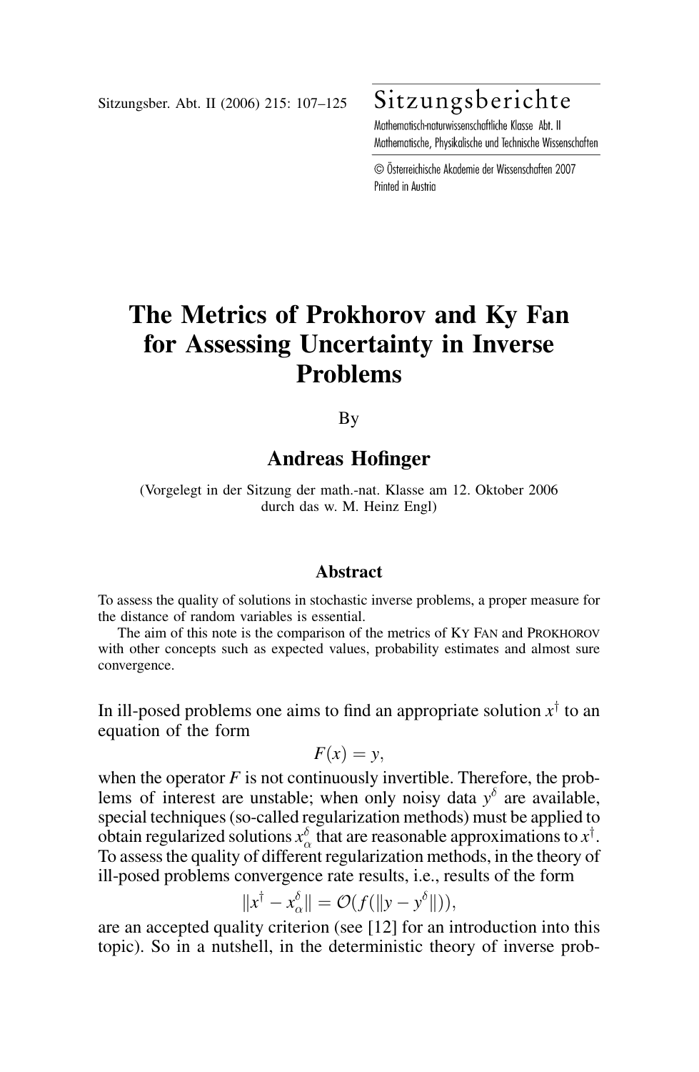# The Metrics of Prokhorov and Ky Fan for Assessing Uncertainty in Inverse Problems

By

**Andreas Hofinger**

(Vorgelegt in der Sitzung der math.-nat. Klasse am 12. Oktober 2006 durch das w. M. Heinz Engl)

## Abstract

To assess the quality of solutions in stochastic inverse problems, a proper measure for the distance of random variables is essential.

The aim of this note is the comparison of the metrics of Ky Fan and Prokhorov with other concepts such as expected values, probability estimates and almost sure convergence.

In ill-posed problems one aims to find an appropriate solution $x^\dagger$ to an equation of the form

$$F(x) = y,$$

when the operator $F$ is not continuously invertible. Therefore, the problems of interest are unstable; when only noisy data $y^\delta$ are available, special techniques (so-called regularization methods) must be applied to obtain regularized solutions $x_\alpha^\delta$ that are reasonable approximations to $x^\dagger$. To assess the quality of different regularization methods, in the theory of ill-posed problems convergence rate results, i.e., results of the form

$$\|x^\dagger - x_\alpha^\delta\| = \mathcal{O}(f(\|y - y^\delta\|)),$$

are an accepted quality criterion (see [12] for an introduction into this topic). So in a nutshell, in the deterministic theory of inverse prob-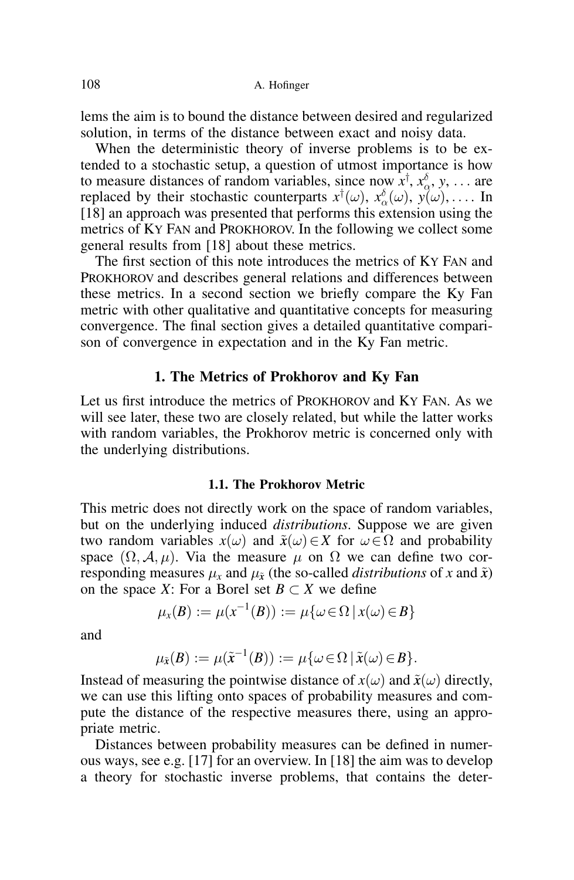lems the aim is to bound the distance between desired and regularized solution, in terms of the distance between exact and noisy data.

When the deterministic theory of inverse problems is to be extended to a stochastic setup, a question of utmost importance is how to measure distances of random variables, since now $x^\dagger$, $x_\alpha^\delta$, $y$, ... are replaced by their stochastic counterparts $x^\dagger(\omega)$, $x_\alpha^\delta(\omega)$, $y(\omega)$, .... In [18] an approach was presented that performs this extension using the metrics of Ky Fan and Prokhorov. In the following we collect some general results from [18] about these metrics.

The first section of this note introduces the metrics of Ky Fan and Prokhorov and describes general relations and differences between these metrics. In a second section we briefly compare the Ky Fan metric with other qualitative and quantitative concepts for measuring convergence. The final section gives a detailed quantitative comparison of convergence in expectation and in the Ky Fan metric.

## 1. The Metrics of Prokhorov and Ky Fan

Let us first introduce the metrics of Prokhorov and Ky Fan. As we will see later, these two are closely related, but while the latter works with random variables, the Prokhorov metric is concerned only with the underlying distributions.

### 1.1. The Prokhorov Metric

This metric does not directly work on the space of random variables, but on the underlying induced *distributions*. Suppose we are given two random variables $x(\omega)$ and $\tilde{x}(\omega) \in X$ for $\omega \in \Omega$ and probability space $(\Omega, \mathcal{A}, \mu)$. Via the measure $\mu$ on $\Omega$ we can define two corresponding measures $\mu_x$ and $\mu_{\tilde{x}}$ (the so-called *distributions* of $x$ and $\tilde{x}$) on the space $X$: For a Borel set $B \subset X$ we define

$$\mu_x(B) := \mu(x^{-1}(B)) := \mu\{\omega \in \Omega \,|\, x(\omega) \in B\}$$

and

$$\mu_{\tilde{x}}(B) := \mu(\tilde{x}^{-1}(B)) := \mu\{\omega \in \Omega \,|\, \tilde{x}(\omega) \in B\}.$$

Instead of measuring the pointwise distance of $x(\omega)$ and $\tilde{x}(\omega)$ directly, we can use this lifting onto spaces of probability measures and compute the distance of the respective measures there, using an appropriate metric.

Distances between probability measures can be defined in numerous ways, see e.g. [17] for an overview. In [18] the aim was to develop a theory for stochastic inverse problems, that contains the deter-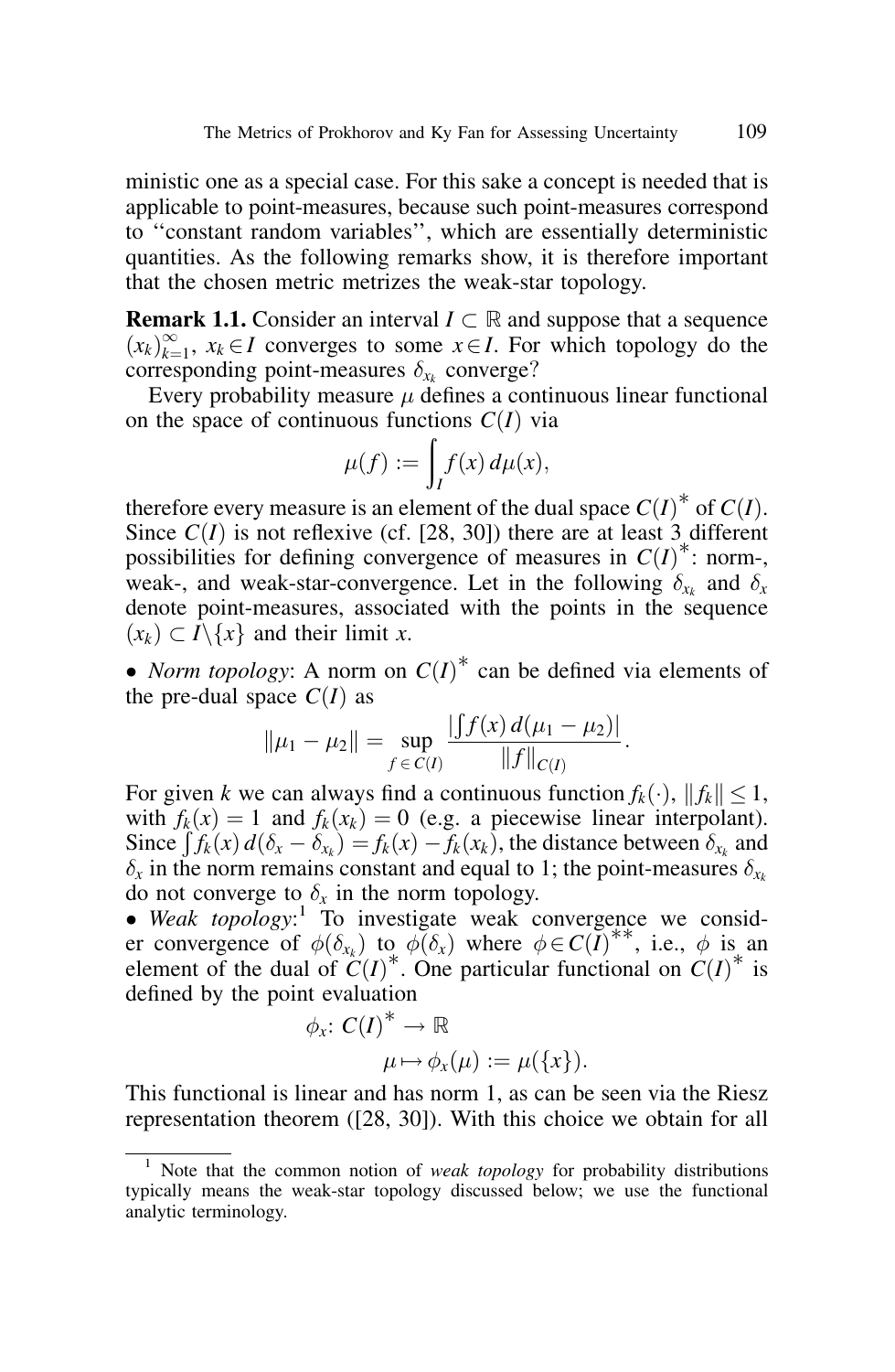ministic one as a special case. For this sake a concept is needed that is applicable to point-measures, because such point-measures correspond to ''constant random variables'', which are essentially deterministic quantities. As the following remarks show, it is therefore important that the chosen metric metrizes the weak-star topology.

**Remark 1.1.** Consider an interval $I \subset \mathbb{R}$ and suppose that a sequence $(x_k)_{k=1}^{\infty}$, $x_k \in I$ converges to some $x \in I$. For which topology do the corresponding point-measures $\delta_{x_k}$ converge?

Every probability measure $\mu$ defines a continuous linear functional on the space of continuous functions $C(I)$ via

$$\mu(f) := \int_I f(x)\, d\mu(x),$$

therefore every measure is an element of the dual space $C(I)^*$ of $C(I)$. Since $C(I)$ is not reflexive (cf. [28, 30]) there are at least 3 different possibilities for defining convergence of measures in $C(I)^*$: norm-, weak-, and weak-star-convergence. Let in the following $\delta_{x_k}$ and $\delta_x$ denote point-measures, associated with the points in the sequence $(x_k) \subset I \backslash \{x\}$ and their limit $x$.

• *Norm topology*: A norm on $C(I)^*$ can be defined via elements of the pre-dual space $C(I)$ as

$$\|\mu_1 - \mu_2\| = \sup_{f \in C(I)} \frac{|\int f(x)\, d(\mu_1 - \mu_2)|}{\|f\|_{C(I)}}.$$

For given $k$ we can always find a continuous function $f_k(\cdot)$, $\|f_k\| \leq 1$, with $f_k(x) = 1$ and $f_k(x_k) = 0$ (e.g. a piecewise linear interpolant). Since $\int f_k(x)\, d(\delta_x - \delta_{x_k}) = f_k(x) - f_k(x_k)$, the distance between $\delta_{x_k}$ and $\delta_x$ in the norm remains constant and equal to 1; the point-measures $\delta_{x_k}$ do not converge to $\delta_x$ in the norm topology.

• *Weak topology*:[1] To investigate weak convergence we consider convergence of $\phi(\delta_{x_k})$ to $\phi(\delta_x)$ where $\phi \in C(I)^{**}$, i.e., $\phi$ is an element of the dual of $C(I)^*$. One particular functional on $C(I)^*$ is defined by the point evaluation

$$\begin{aligned} \phi_x\colon C(I)^* &\to \mathbb{R} \\ \mu &\mapsto \phi_x(\mu) := \mu(\{x\}). \end{aligned}$$

This functional is linear and has norm 1, as can be seen via the Riesz representation theorem ([28, 30]). With this choice we obtain for all

[1] Note that the common notion of *weak topology* for probability distributions typically means the weak-star topology discussed below; we use the functional analytic terminology.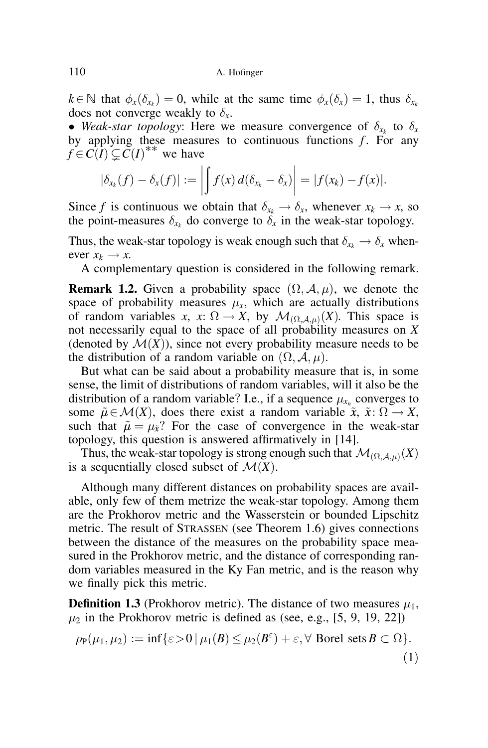$k \in \mathbb{N}$ that $\phi_x(\delta_{x_k}) = 0$, while at the same time $\phi_x(\delta_x) = 1$, thus $\delta_{x_k}$ does not converge weakly to $\delta_x$.

• *Weak-star topology*: Here we measure convergence of $\delta_{x_k}$ to $\delta_x$ by applying these measures to continuous functions $f$. For any $f \in C(I) \subsetneq C(I)^{**}$ we have

$$|\delta_{x_k}(f) - \delta_x(f)| := \left| \int f(x)\, d(\delta_{x_k} - \delta_x) \right| = |f(x_k) - f(x)|.$$

Since $f$ is continuous we obtain that $\delta_{x_k} \to \delta_x$, whenever $x_k \to x$, so the point-measures $\delta_{x_k}$ do converge to $\delta_x$ in the weak-star topology.

Thus, the weak-star topology is weak enough such that $\delta_{x_k} \to \delta_x$ whenever $x_k \to x$.

A complementary question is considered in the following remark.

**Remark 1.2.** Given a probability space $(\Omega, \mathcal{A}, \mu)$, we denote the space of probability measures $\mu_x$, which are actually distributions of random variables $x$, $x\colon \Omega \to X$, by $\mathcal{M}_{(\Omega,\mathcal{A},\mu)}(X)$. This space is not necessarily equal to the space of all probability measures on $X$ (denoted by $\mathcal{M}(X)$), since not every probability measure needs to be the distribution of a random variable on $(\Omega, \mathcal{A}, \mu)$.

But what can be said about a probability measure that is, in some sense, the limit of distributions of random variables, will it also be the distribution of a random variable? I.e., if a sequence $\mu_{x_n}$ converges to some $\tilde{\mu} \in \mathcal{M}(X)$, does there exist a random variable $\tilde{x}$, $\tilde{x}\colon \Omega \to X$, such that $\tilde{\mu} = \mu_{\tilde{x}}$? For the case of convergence in the weak-star topology, this question is answered affirmatively in [14].

Thus, the weak-star topology is strong enough such that $\mathcal{M}_{(\Omega,\mathcal{A},\mu)}(X)$ is a sequentially closed subset of $\mathcal{M}(X)$.

Although many different distances on probability spaces are available, only few of them metrize the weak-star topology. Among them are the Prokhorov metric and the Wasserstein or bounded Lipschitz metric. The result of Strassen (see Theorem 1.6) gives connections between the distance of the measures on the probability space measured in the Prokhorov metric, and the distance of corresponding random variables measured in the Ky Fan metric, and is the reason why we finally pick this metric.

**Definition 1.3** (Prokhorov metric). The distance of two measures $\mu_1$, $\mu_2$ in the Prokhorov metric is defined as (see, e.g., [5, 9, 19, 22])

$$\rho_{\mathrm{P}}(\mu_1, \mu_2) := \inf\{\varepsilon > 0 \mid \mu_1(B) \le \mu_2(B^{\varepsilon}) + \varepsilon, \forall \text{ Borel sets } B \subset \Omega\}. \tag{1}$$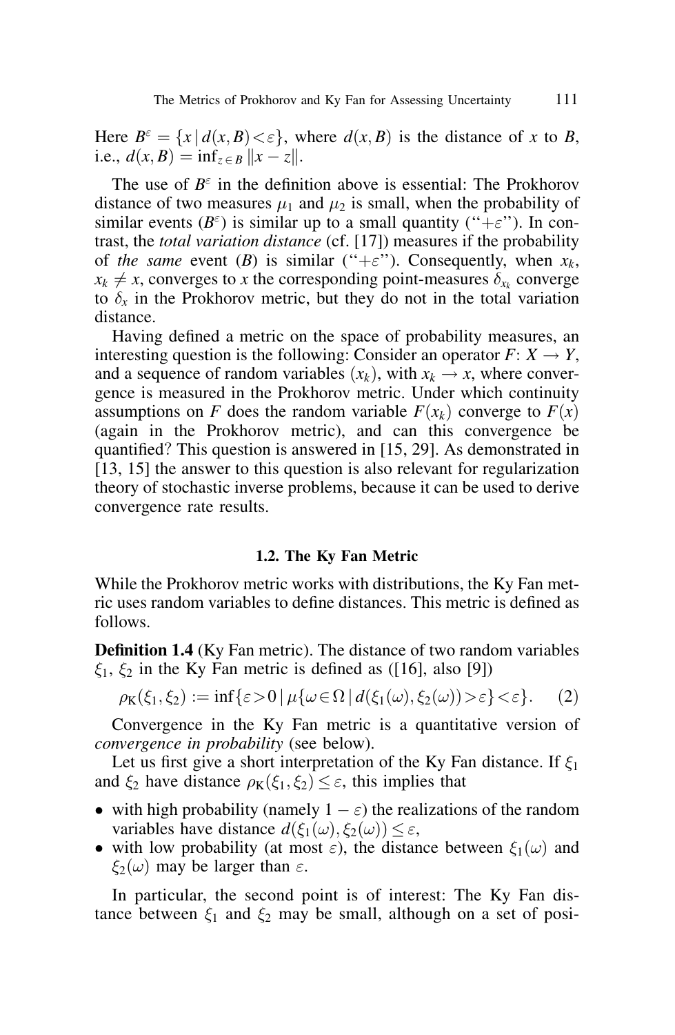Here $B^\varepsilon = \{x \mid d(x,B) < \varepsilon\}$, where $d(x,B)$ is the distance of $x$ to $B$, i.e., $d(x,B) = \inf_{z \in B} \|x - z\|$.

The use of $B^\varepsilon$ in the definition above is essential: The Prokhorov distance of two measures $\mu_1$ and $\mu_2$ is small, when the probability of similar events ($B^\varepsilon$) is similar up to a small quantity ("$+\varepsilon$"). In contrast, the *total variation distance* (cf. [17]) measures if the probability of *the same* event ($B$) is similar ("$+\varepsilon$"). Consequently, when $x_k$, $x_k \neq x$, converges to $x$ the corresponding point-measures $\delta_{x_k}$ converge to $\delta_x$ in the Prokhorov metric, but they do not in the total variation distance.

Having defined a metric on the space of probability measures, an interesting question is the following: Consider an operator $F$: $X \to Y$, and a sequence of random variables $(x_k)$, with $x_k \to x$, where convergence is measured in the Prokhorov metric. Under which continuity assumptions on $F$ does the random variable $F(x_k)$ converge to $F(x)$ (again in the Prokhorov metric), and can this convergence be quantified? This question is answered in [15, 29]. As demonstrated in [13, 15] the answer to this question is also relevant for regularization theory of stochastic inverse problems, because it can be used to derive convergence rate results.

### 1.2. The Ky Fan Metric

While the Prokhorov metric works with distributions, the Ky Fan metric uses random variables to define distances. This metric is defined as follows.

**Definition 1.4** (Ky Fan metric). The distance of two random variables $\xi_1$, $\xi_2$ in the Ky Fan metric is defined as ([16], also [9])

$$\rho_{\mathrm{K}}(\xi_1, \xi_2) := \inf\{\varepsilon > 0 \mid \mu\{\omega \in \Omega \mid d(\xi_1(\omega), \xi_2(\omega)) > \varepsilon\} < \varepsilon\}. \qquad (2)$$

Convergence in the Ky Fan metric is a quantitative version of *convergence in probability* (see below).

Let us first give a short interpretation of the Ky Fan distance. If $\xi_1$ and $\xi_2$ have distance $\rho_{\mathrm{K}}(\xi_1, \xi_2) \leq \varepsilon$, this implies that

- with high probability (namely $1 - \varepsilon$) the realizations of the random variables have distance $d(\xi_1(\omega), \xi_2(\omega)) \leq \varepsilon$,
- with low probability (at most $\varepsilon$), the distance between $\xi_1(\omega)$ and $\xi_2(\omega)$ may be larger than $\varepsilon$.

In particular, the second point is of interest: The Ky Fan distance between $\xi_1$ and $\xi_2$ may be small, although on a set of posi-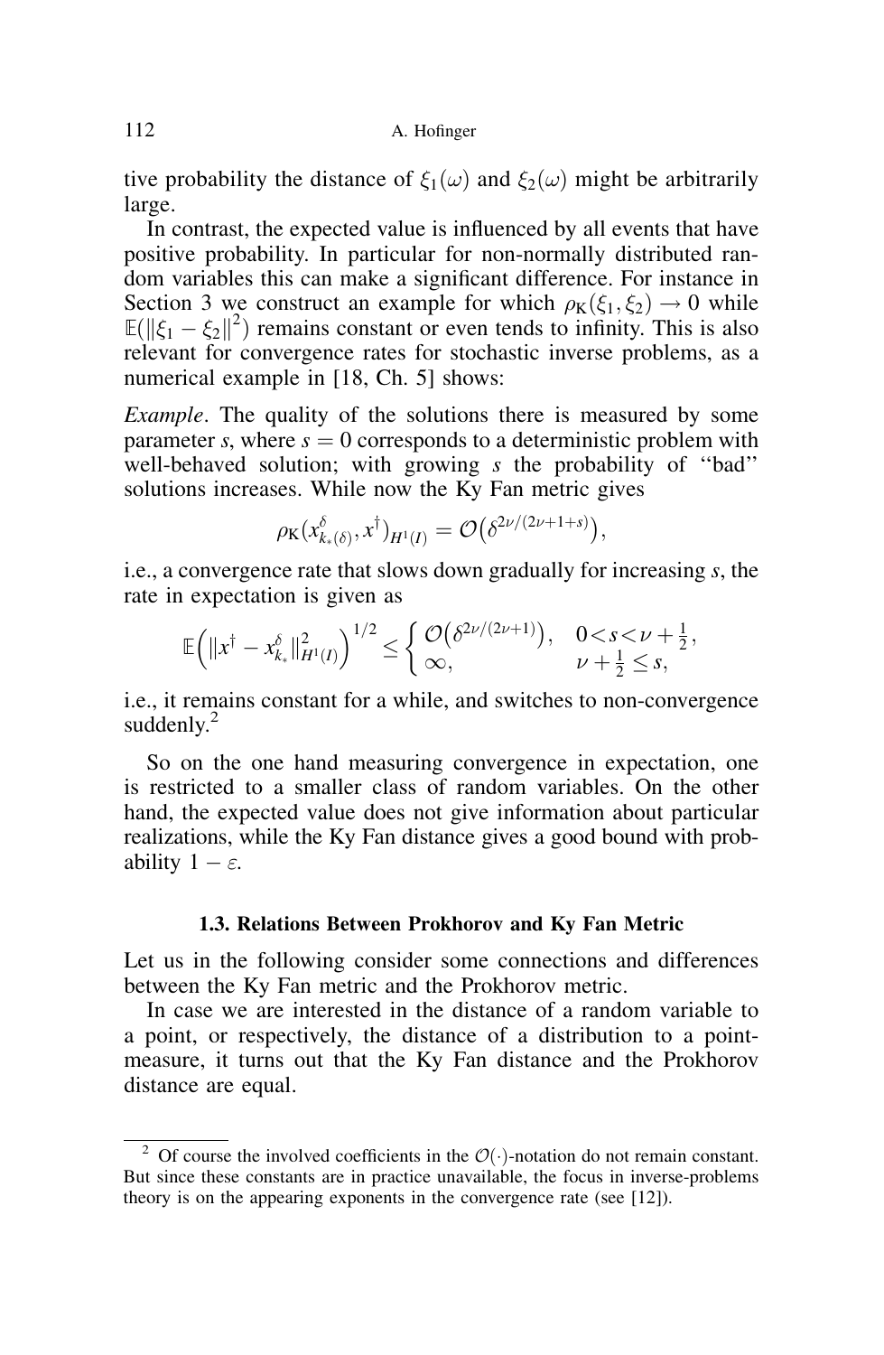tive probability the distance of $\xi_1(\omega)$ and $\xi_2(\omega)$ might be arbitrarily large.

In contrast, the expected value is influenced by all events that have positive probability. In particular for non-normally distributed random variables this can make a significant difference. For instance in Section 3 we construct an example for which $\rho_K(\xi_1, \xi_2) \to 0$ while $\mathbb{E}(\|\xi_1 - \xi_2\|^2)$ remains constant or even tends to infinity. This is also relevant for convergence rates for stochastic inverse problems, as a numerical example in [18, Ch. 5] shows:

*Example*. The quality of the solutions there is measured by some parameter $s$, where $s = 0$ corresponds to a deterministic problem with well-behaved solution; with growing $s$ the probability of "bad" solutions increases. While now the Ky Fan metric gives

$$\rho_K(x^\delta_{k_*(\delta)}, x^\dagger)_{H^1(I)} = \mathcal{O}\big(\delta^{2\nu/(2\nu+1+s)}\big),$$

i.e., a convergence rate that slows down gradually for increasing $s$, the rate in expectation is given as

$$\mathbb{E}\Big(\|x^\dagger - x^\delta_{k_*}\|^2_{H^1(I)}\Big)^{1/2} \leq \begin{cases} \mathcal{O}\big(\delta^{2\nu/(2\nu+1)}\big), & 0 < s < \nu + \frac{1}{2}, \\ \infty, & \nu + \frac{1}{2} \leq s, \end{cases}$$

i.e., it remains constant for a while, and switches to non-convergence suddenly.[2]

So on the one hand measuring convergence in expectation, one is restricted to a smaller class of random variables. On the other hand, the expected value does not give information about particular realizations, while the Ky Fan distance gives a good bound with probability $1 - \varepsilon$.

### 1.3. Relations Between Prokhorov and Ky Fan Metric

Let us in the following consider some connections and differences between the Ky Fan metric and the Prokhorov metric.

In case we are interested in the distance of a random variable to a point, or respectively, the distance of a distribution to a point-measure, it turns out that the Ky Fan distance and the Prokhorov distance are equal.

---

[2] Of course the involved coefficients in the $\mathcal{O}(\cdot)$-notation do not remain constant. But since these constants are in practice unavailable, the focus in inverse-problems theory is on the appearing exponents in the convergence rate (see [12]).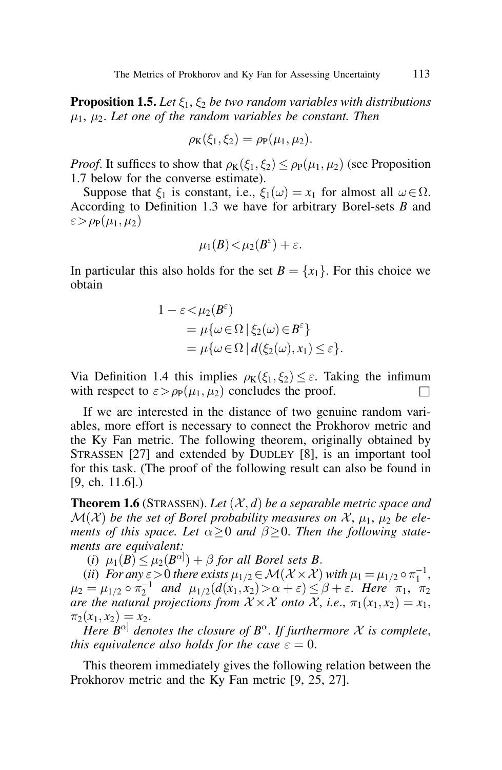**Proposition 1.5.** *Let $\xi_1$, $\xi_2$ be two random variables with distributions $\mu_1$, $\mu_2$. Let one of the random variables be constant. Then*

$$\rho_{\mathrm{K}}(\xi_1, \xi_2) = \rho_{\mathrm{P}}(\mu_1, \mu_2).$$

*Proof.* It suffices to show that $\rho_{\mathrm{K}}(\xi_1, \xi_2) \leq \rho_{\mathrm{P}}(\mu_1, \mu_2)$ (see Proposition 1.7 below for the converse estimate).

Suppose that $\xi_1$ is constant, i.e., $\xi_1(\omega) = x_1$ for almost all $\omega \in \Omega$. According to Definition 1.3 we have for arbitrary Borel-sets $B$ and $\varepsilon > \rho_{\mathrm{P}}(\mu_1, \mu_2)$

$$\mu_1(B) < \mu_2(B^{\varepsilon}) + \varepsilon.$$

In particular this also holds for the set $B = \{x_1\}$. For this choice we obtain

$$\begin{aligned} 1 - \varepsilon &< \mu_2(B^{\varepsilon}) \\ &= \mu\{\omega \in \Omega \mid \xi_2(\omega) \in B^{\varepsilon}\} \\ &= \mu\{\omega \in \Omega \mid d(\xi_2(\omega), x_1) \leq \varepsilon\}. \end{aligned}$$

Via Definition 1.4 this implies $\rho_{\mathrm{K}}(\xi_1, \xi_2) \leq \varepsilon$. Taking the infimum with respect to $\varepsilon > \rho_{\mathrm{P}}(\mu_1, \mu_2)$ concludes the proof. $\square$

If we are interested in the distance of two genuine random variables, more effort is necessary to connect the Prokhorov metric and the Ky Fan metric. The following theorem, originally obtained by STRASSEN [27] and extended by DUDLEY [8], is an important tool for this task. (The proof of the following result can also be found in [9, ch. 11.6].)

**Theorem 1.6** (STRASSEN). *Let $(\mathcal{X}, d)$ be a separable metric space and $\mathcal{M}(\mathcal{X})$ be the set of Borel probability measures on $\mathcal{X}$, $\mu_1$, $\mu_2$ be elements of this space. Let $\alpha \geq 0$ and $\beta \geq 0$. Then the following statements are equivalent:*

(*i*) *$\mu_1(B) \leq \mu_2(B^{\alpha]}) + \beta$ for all Borel sets $B$.*

(*ii*) *For any $\varepsilon > 0$ there exists $\mu_{1/2} \in \mathcal{M}(\mathcal{X} \times \mathcal{X})$ with $\mu_1 = \mu_{1/2} \circ \pi_1^{-1}$, $\mu_2 = \mu_{1/2} \circ \pi_2^{-1}$ and $\mu_{1/2}(d(x_1, x_2) > \alpha + \varepsilon) \leq \beta + \varepsilon$. Here $\pi_1$, $\pi_2$ are the natural projections from $\mathcal{X} \times \mathcal{X}$ onto $\mathcal{X}$, i.e., $\pi_1(x_1, x_2) = x_1$, $\pi_2(x_1, x_2) = x_2$.*

*Here $B^{\alpha]}$ denotes the closure of $B^{\alpha}$. If furthermore $\mathcal{X}$ is complete, this equivalence also holds for the case $\varepsilon = 0$.*

This theorem immediately gives the following relation between the Prokhorov metric and the Ky Fan metric [9, 25, 27].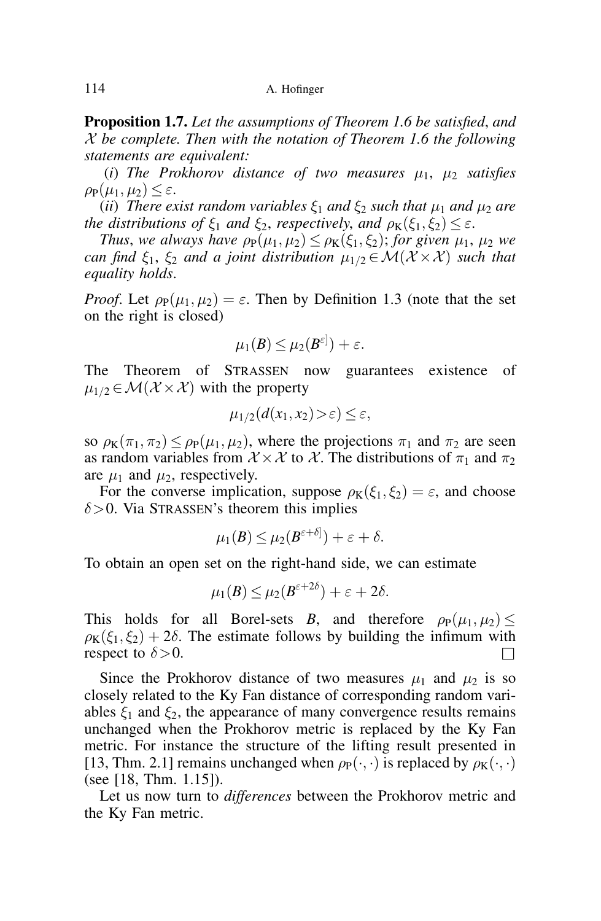**Proposition 1.7.** *Let the assumptions of Theorem 1.6 be satisfied, and $\mathcal{X}$ be complete. Then with the notation of Theorem 1.6 the following statements are equivalent:*

(*i*) *The Prokhorov distance of two measures $\mu_1$, $\mu_2$ satisfies $\rho_{\mathrm{P}}(\mu_1, \mu_2) \leq \varepsilon$.*

(*ii*) *There exist random variables $\xi_1$ and $\xi_2$ such that $\mu_1$ and $\mu_2$ are the distributions of $\xi_1$ and $\xi_2$, respectively, and $\rho_{\mathrm{K}}(\xi_1, \xi_2) \leq \varepsilon$.*

*Thus, we always have $\rho_{\mathrm{P}}(\mu_1, \mu_2) \leq \rho_{\mathrm{K}}(\xi_1, \xi_2)$; for given $\mu_1$, $\mu_2$ we can find $\xi_1$, $\xi_2$ and a joint distribution $\mu_{1/2} \in \mathcal{M}(\mathcal{X} \times \mathcal{X})$ such that equality holds.*

*Proof.* Let $\rho_{\mathrm{P}}(\mu_1, \mu_2) = \varepsilon$. Then by Definition 1.3 (note that the set on the right is closed)

$$\mu_1(B) \leq \mu_2(B^{\varepsilon]}) + \varepsilon.$$

The Theorem of STRASSEN now guarantees existence of $\mu_{1/2} \in \mathcal{M}(\mathcal{X} \times \mathcal{X})$ with the property

$$\mu_{1/2}(d(x_1, x_2) > \varepsilon) \leq \varepsilon,$$

so $\rho_{\mathrm{K}}(\pi_1, \pi_2) \leq \rho_{\mathrm{P}}(\mu_1, \mu_2)$, where the projections $\pi_1$ and $\pi_2$ are seen as random variables from $\mathcal{X} \times \mathcal{X}$ to $\mathcal{X}$. The distributions of $\pi_1$ and $\pi_2$ are $\mu_1$ and $\mu_2$, respectively.

For the converse implication, suppose $\rho_{\mathrm{K}}(\xi_1, \xi_2) = \varepsilon$, and choose $\delta > 0$. Via STRASSEN's theorem this implies

$$\mu_1(B) \leq \mu_2(B^{\varepsilon+\delta]}) + \varepsilon + \delta.$$

To obtain an open set on the right-hand side, we can estimate

$$\mu_1(B) \leq \mu_2(B^{\varepsilon+2\delta}) + \varepsilon + 2\delta.$$

This holds for all Borel-sets $B$, and therefore $\rho_{\mathrm{P}}(\mu_1, \mu_2) \leq \rho_{\mathrm{K}}(\xi_1, \xi_2) + 2\delta$. The estimate follows by building the infimum with respect to $\delta > 0$. □

Since the Prokhorov distance of two measures $\mu_1$ and $\mu_2$ is so closely related to the Ky Fan distance of corresponding random variables $\xi_1$ and $\xi_2$, the appearance of many convergence results remains unchanged when the Prokhorov metric is replaced by the Ky Fan metric. For instance the structure of the lifting result presented in [13, Thm. 2.1] remains unchanged when $\rho_{\mathrm{P}}(\cdot, \cdot)$ is replaced by $\rho_{\mathrm{K}}(\cdot, \cdot)$ (see [18, Thm. 1.15]).

Let us now turn to *differences* between the Prokhorov metric and the Ky Fan metric.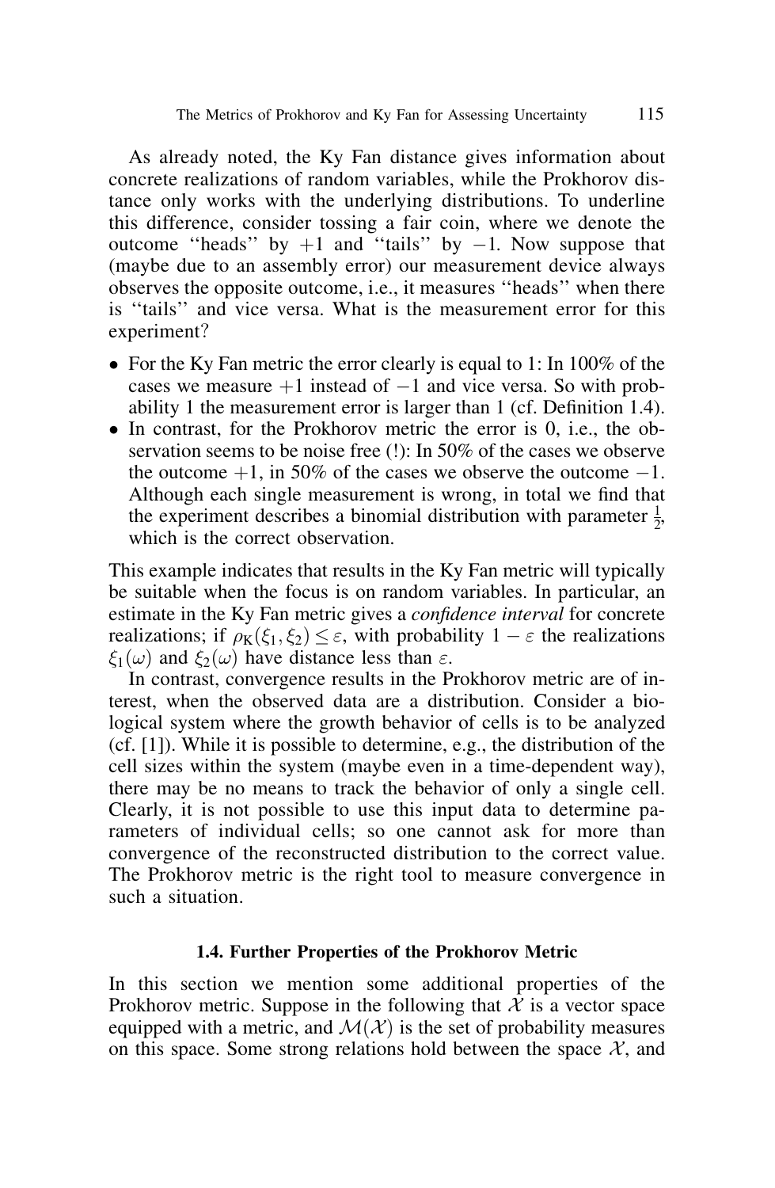As already noted, the Ky Fan distance gives information about concrete realizations of random variables, while the Prokhorov distance only works with the underlying distributions. To underline this difference, consider tossing a fair coin, where we denote the outcome ''heads'' by $+1$ and ''tails'' by $-1$. Now suppose that (maybe due to an assembly error) our measurement device always observes the opposite outcome, i.e., it measures ''heads'' when there is ''tails'' and vice versa. What is the measurement error for this experiment?

- For the Ky Fan metric the error clearly is equal to 1: In 100% of the cases we measure $+1$ instead of $-1$ and vice versa. So with probability 1 the measurement error is larger than 1 (cf. Definition 1.4).
- In contrast, for the Prokhorov metric the error is 0, i.e., the observation seems to be noise free (!): In 50% of the cases we observe the outcome $+1$, in 50% of the cases we observe the outcome $-1$. Although each single measurement is wrong, in total we find that the experiment describes a binomial distribution with parameter $\frac{1}{2}$, which is the correct observation.

This example indicates that results in the Ky Fan metric will typically be suitable when the focus is on random variables. In particular, an estimate in the Ky Fan metric gives a *confidence interval* for concrete realizations; if $\rho_K(\xi_1, \xi_2) \le \varepsilon$, with probability $1 - \varepsilon$ the realizations $\xi_1(\omega)$ and $\xi_2(\omega)$ have distance less than $\varepsilon$.

In contrast, convergence results in the Prokhorov metric are of interest, when the observed data are a distribution. Consider a biological system where the growth behavior of cells is to be analyzed (cf. [1]). While it is possible to determine, e.g., the distribution of the cell sizes within the system (maybe even in a time-dependent way), there may be no means to track the behavior of only a single cell. Clearly, it is not possible to use this input data to determine parameters of individual cells; so one cannot ask for more than convergence of the reconstructed distribution to the correct value. The Prokhorov metric is the right tool to measure convergence in such a situation.

### 1.4. Further Properties of the Prokhorov Metric

In this section we mention some additional properties of the Prokhorov metric. Suppose in the following that $\mathcal{X}$ is a vector space equipped with a metric, and $\mathcal{M}(\mathcal{X})$ is the set of probability measures on this space. Some strong relations hold between the space $\mathcal{X}$, and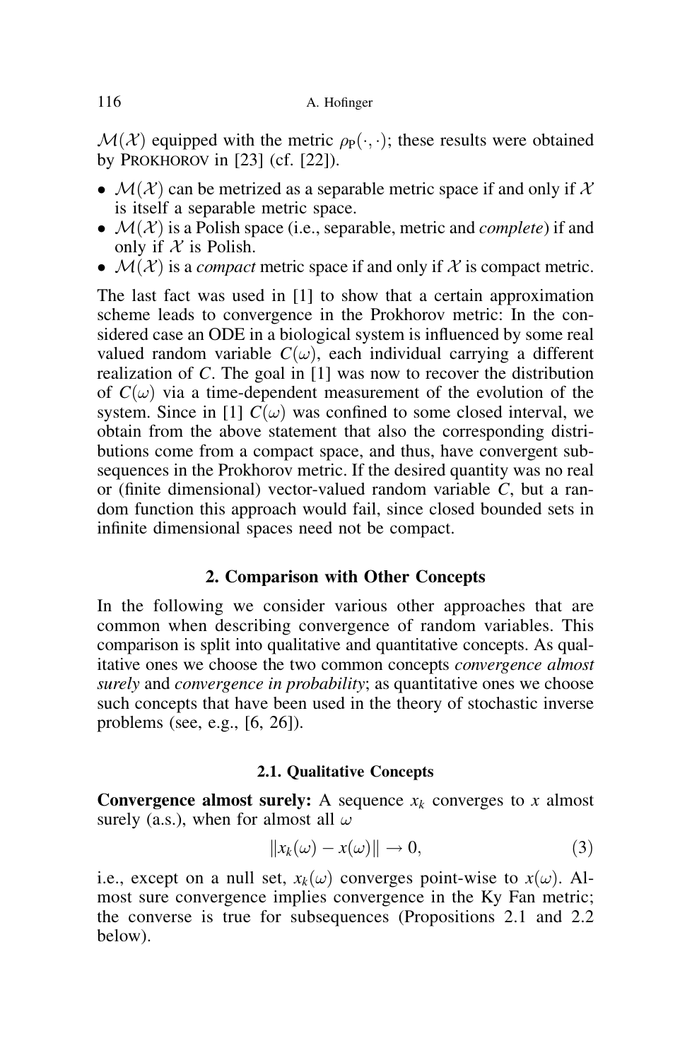$\mathcal{M}(\mathcal{X})$ equipped with the metric $\rho_P(\cdot,\cdot)$; these results were obtained by PROKHOROV in [23] (cf. [22]).

- $\mathcal{M}(\mathcal{X})$ can be metrized as a separable metric space if and only if $\mathcal{X}$ is itself a separable metric space.
- $\mathcal{M}(\mathcal{X})$ is a Polish space (i.e., separable, metric and *complete*) if and only if $\mathcal{X}$ is Polish.
- $\mathcal{M}(\mathcal{X})$ is a *compact* metric space if and only if $\mathcal{X}$ is compact metric.

The last fact was used in [1] to show that a certain approximation scheme leads to convergence in the Prokhorov metric: In the considered case an ODE in a biological system is influenced by some real valued random variable $C(\omega)$, each individual carrying a different realization of $C$. The goal in [1] was now to recover the distribution of $C(\omega)$ via a time-dependent measurement of the evolution of the system. Since in [1] $C(\omega)$ was confined to some closed interval, we obtain from the above statement that also the corresponding distributions come from a compact space, and thus, have convergent subsequences in the Prokhorov metric. If the desired quantity was no real or (finite dimensional) vector-valued random variable $C$, but a random function this approach would fail, since closed bounded sets in infinite dimensional spaces need not be compact.

## 2. Comparison with Other Concepts

In the following we consider various other approaches that are common when describing convergence of random variables. This comparison is split into qualitative and quantitative concepts. As qualitative ones we choose the two common concepts *convergence almost surely* and *convergence in probability*; as quantitative ones we choose such concepts that have been used in the theory of stochastic inverse problems (see, e.g., [6, 26]).

### 2.1. Qualitative Concepts

**Convergence almost surely:** A sequence $x_k$ converges to $x$ almost surely (a.s.), when for almost all $\omega$

$$\|x_k(\omega) - x(\omega)\| \to 0, \tag{3}$$

i.e., except on a null set, $x_k(\omega)$ converges point-wise to $x(\omega)$. Almost sure convergence implies convergence in the Ky Fan metric; the converse is true for subsequences (Propositions 2.1 and 2.2 below).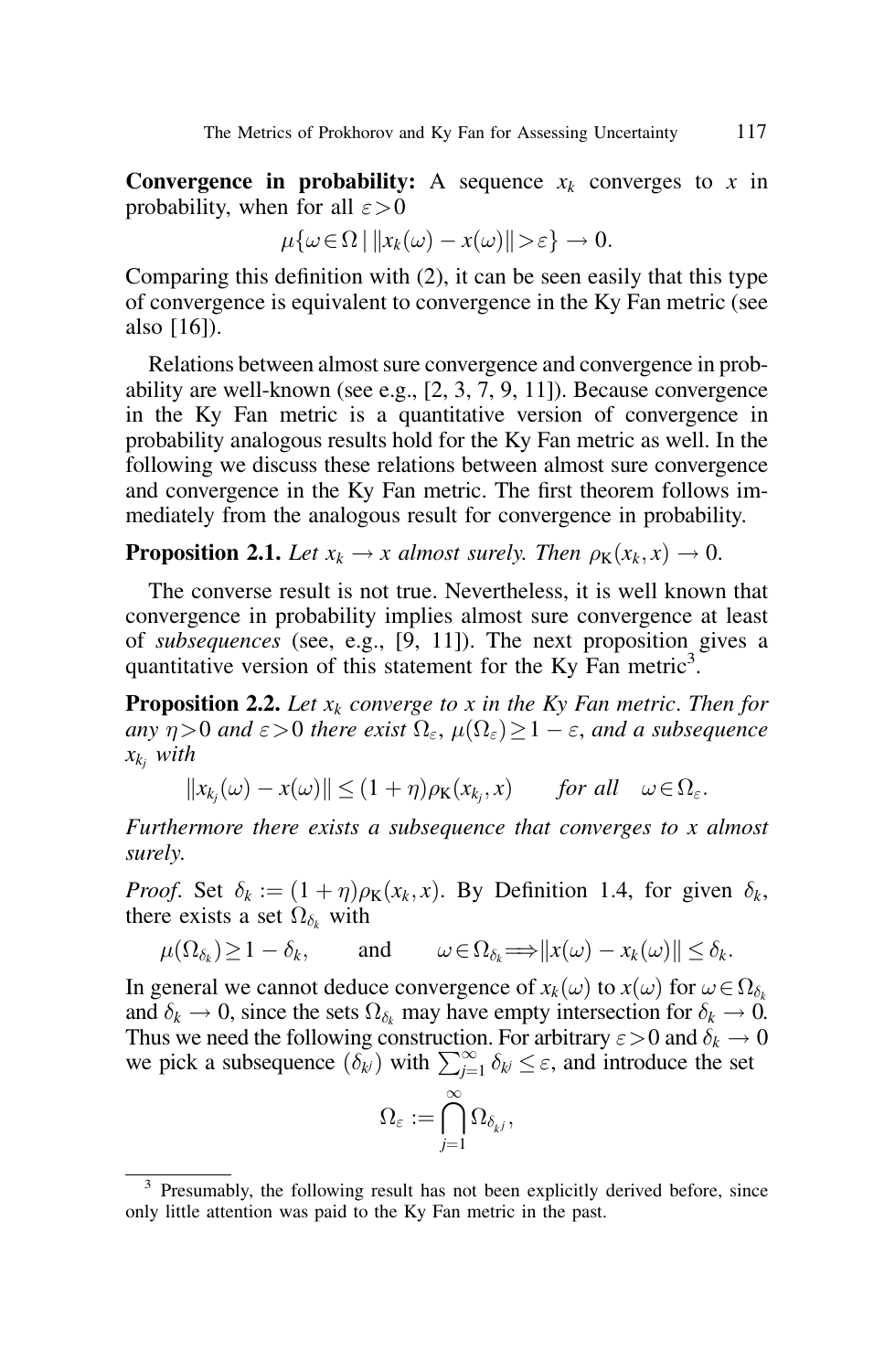**Convergence in probability:** A sequence $x_k$ converges to $x$ in probability, when for all $\varepsilon > 0$

$$\mu\{\omega \in \Omega \,|\, \|x_k(\omega) - x(\omega)\| > \varepsilon\} \to 0.$$

Comparing this definition with (2), it can be seen easily that this type of convergence is equivalent to convergence in the Ky Fan metric (see also [16]).

Relations between almost sure convergence and convergence in probability are well-known (see e.g., [2, 3, 7, 9, 11]). Because convergence in the Ky Fan metric is a quantitative version of convergence in probability analogous results hold for the Ky Fan metric as well. In the following we discuss these relations between almost sure convergence and convergence in the Ky Fan metric. The first theorem follows immediately from the analogous result for convergence in probability.

**Proposition 2.1.** *Let $x_k \to x$ almost surely. Then $\rho_K(x_k, x) \to 0$.*

The converse result is not true. Nevertheless, it is well known that convergence in probability implies almost sure convergence at least of *subsequences* (see, e.g., [9, 11]). The next proposition gives a quantitative version of this statement for the Ky Fan metric[3].

**Proposition 2.2.** *Let $x_k$ converge to $x$ in the Ky Fan metric. Then for any $\eta > 0$ and $\varepsilon > 0$ there exist $\Omega_\varepsilon$, $\mu(\Omega_\varepsilon) \geq 1 - \varepsilon$, and a subsequence $x_{k_j}$ with*

$$\|x_{k_j}(\omega) - x(\omega)\| \leq (1 + \eta)\rho_K(x_{k_j}, x) \qquad \textit{for all} \quad \omega \in \Omega_\varepsilon.$$

*Furthermore there exists a subsequence that converges to $x$ almost surely.*

*Proof.* Set $\delta_k := (1 + \eta)\rho_K(x_k, x)$. By Definition 1.4, for given $\delta_k$, there exists a set $\Omega_{\delta_k}$ with

$$\mu(\Omega_{\delta_k}) \geq 1 - \delta_k, \qquad \text{and} \qquad \omega \in \Omega_{\delta_k} \Longrightarrow \|x(\omega) - x_k(\omega)\| \leq \delta_k.$$

In general we cannot deduce convergence of $x_k(\omega)$ to $x(\omega)$ for $\omega \in \Omega_{\delta_k}$ and $\delta_k \to 0$, since the sets $\Omega_{\delta_k}$ may have empty intersection for $\delta_k \to 0$. Thus we need the following construction. For arbitrary $\varepsilon > 0$ and $\delta_k \to 0$ we pick a subsequence $(\delta_{k^j})$ with $\sum_{j=1}^{\infty} \delta_{k^j} \leq \varepsilon$, and introduce the set

$$\Omega_\varepsilon := \bigcap_{j=1}^{\infty} \Omega_{\delta_{k^j}},$$

---

[3] Presumably, the following result has not been explicitly derived before, since only little attention was paid to the Ky Fan metric in the past.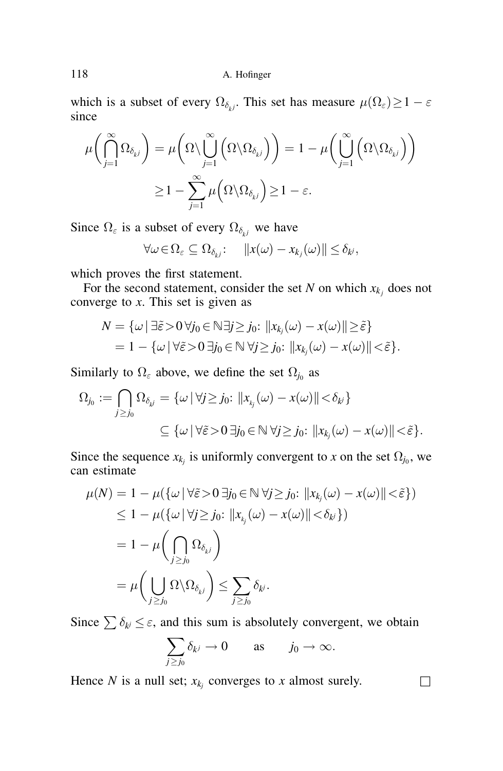which is a subset of every $\Omega_{\delta_{k^j}}$. This set has measure $\mu(\Omega_\varepsilon) \geq 1 - \varepsilon$ since

$$\mu\left(\bigcap_{j=1}^{\infty} \Omega_{\delta_{k^j}}\right) = \mu\left(\Omega \backslash \bigcup_{j=1}^{\infty} \left(\Omega \backslash \Omega_{\delta_{k^j}}\right)\right) = 1 - \mu\left(\bigcup_{j=1}^{\infty} \left(\Omega \backslash \Omega_{\delta_{k^j}}\right)\right)$$

$$\geq 1 - \sum_{j=1}^{\infty} \mu\left(\Omega \backslash \Omega_{\delta_{k^j}}\right) \geq 1 - \varepsilon.$$

Since $\Omega_\varepsilon$ is a subset of every $\Omega_{\delta_{k^j}}$ we have

$$\forall \omega \in \Omega_\varepsilon \subseteq \Omega_{\delta_{k^j}}: \quad \|x(\omega) - x_{k_j}(\omega)\| \leq \delta_{k^j},$$

which proves the first statement.

For the second statement, consider the set $N$ on which $x_{k_j}$ does not converge to $x$. This set is given as

$$\begin{aligned} N &= \{\omega \,|\, \exists \tilde{\varepsilon} > 0 \, \forall j_0 \in \mathbb{N} \exists j \geq j_0 \colon \|x_{k_j}(\omega) - x(\omega)\| \geq \tilde{\varepsilon}\} \\ &= 1 - \{\omega \,|\, \forall \tilde{\varepsilon} > 0 \, \exists j_0 \in \mathbb{N} \, \forall j \geq j_0 \colon \|x_{k_j}(\omega) - x(\omega)\| < \tilde{\varepsilon}\}. \end{aligned}$$

Similarly to $\Omega_\varepsilon$ above, we define the set $\Omega_{j_0}$ as

$$\begin{aligned} \Omega_{j_0} := \bigcap_{j \geq j_0} \Omega_{\delta_{k^j}} &= \{\omega \,|\, \forall j \geq j_0 \colon \|x_{k_j}(\omega) - x(\omega)\| < \delta_{k^j}\} \\ &\subseteq \{\omega \,|\, \forall \tilde{\varepsilon} > 0 \, \exists j_0 \in \mathbb{N} \, \forall j \geq j_0 \colon \|x_{k_j}(\omega) - x(\omega)\| < \tilde{\varepsilon}\}. \end{aligned}$$

Since the sequence $x_{k_j}$ is uniformly convergent to $x$ on the set $\Omega_{j_0}$, we can estimate

$$\begin{aligned} \mu(N) &= 1 - \mu(\{\omega \,|\, \forall \tilde{\varepsilon} > 0 \, \exists j_0 \in \mathbb{N} \, \forall j \geq j_0 \colon \|x_{k_j}(\omega) - x(\omega)\| < \tilde{\varepsilon}\}) \\ &\leq 1 - \mu(\{\omega \,|\, \forall j \geq j_0 \colon \|x_{k_j}(\omega) - x(\omega)\| < \delta_{k^j}\}) \\ &= 1 - \mu\left(\bigcap_{j \geq j_0} \Omega_{\delta_{k^j}}\right) \\ &= \mu\left(\bigcup_{j \geq j_0} \Omega \backslash \Omega_{\delta_{k^j}}\right) \leq \sum_{j \geq j_0} \delta_{k^j}. \end{aligned}$$

Since $\sum \delta_{k^j} \leq \varepsilon$, and this sum is absolutely convergent, we obtain

$$\sum_{j \geq j_0} \delta_{k^j} \to 0 \qquad \text{as} \qquad j_0 \to \infty.$$

Hence $N$ is a null set; $x_{k_j}$ converges to $x$ almost surely. □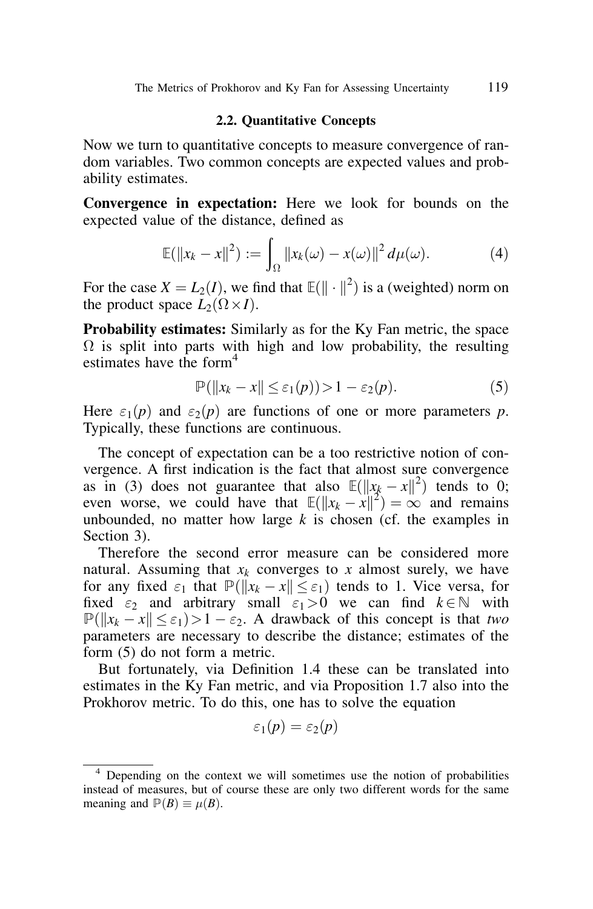### 2.2. Quantitative Concepts

Now we turn to quantitative concepts to measure convergence of random variables. Two common concepts are expected values and probability estimates.

**Convergence in expectation:** Here we look for bounds on the expected value of the distance, defined as

$$\mathbb{E}(\|x_k - x\|^2) := \int_{\Omega} \|x_k(\omega) - x(\omega)\|^2 \, d\mu(\omega). \tag{4}$$

For the case $X = L_2(I)$, we find that $\mathbb{E}(\|\cdot\|^2)$ is a (weighted) norm on the product space $L_2(\Omega \times I)$.

**Probability estimates:** Similarly as for the Ky Fan metric, the space $\Omega$ is split into parts with high and low probability, the resulting estimates have the form[4]

$$\mathbb{P}(\|x_k - x\| \leq \varepsilon_1(p)) > 1 - \varepsilon_2(p). \tag{5}$$

Here $\varepsilon_1(p)$ and $\varepsilon_2(p)$ are functions of one or more parameters $p$. Typically, these functions are continuous.

The concept of expectation can be a too restrictive notion of convergence. A first indication is the fact that almost sure convergence as in (3) does not guarantee that also $\mathbb{E}(\|x_k - x\|^2)$ tends to 0; even worse, we could have that $\mathbb{E}(\|x_k - x\|^2) = \infty$ and remains unbounded, no matter how large $k$ is chosen (cf. the examples in Section 3).

Therefore the second error measure can be considered more natural. Assuming that $x_k$ converges to $x$ almost surely, we have for any fixed $\varepsilon_1$ that $\mathbb{P}(\|x_k - x\| \leq \varepsilon_1)$ tends to 1. Vice versa, for fixed $\varepsilon_2$ and arbitrary small $\varepsilon_1 > 0$ we can find $k \in \mathbb{N}$ with $\mathbb{P}(\|x_k - x\| \leq \varepsilon_1) > 1 - \varepsilon_2$. A drawback of this concept is that *two* parameters are necessary to describe the distance; estimates of the form (5) do not form a metric.

But fortunately, via Definition 1.4 these can be translated into estimates in the Ky Fan metric, and via Proposition 1.7 also into the Prokhorov metric. To do this, one has to solve the equation

$$\varepsilon_1(p) = \varepsilon_2(p)$$

[4] Depending on the context we will sometimes use the notion of probabilities instead of measures, but of course these are only two different words for the same meaning and $\mathbb{P}(B) \equiv \mu(B)$.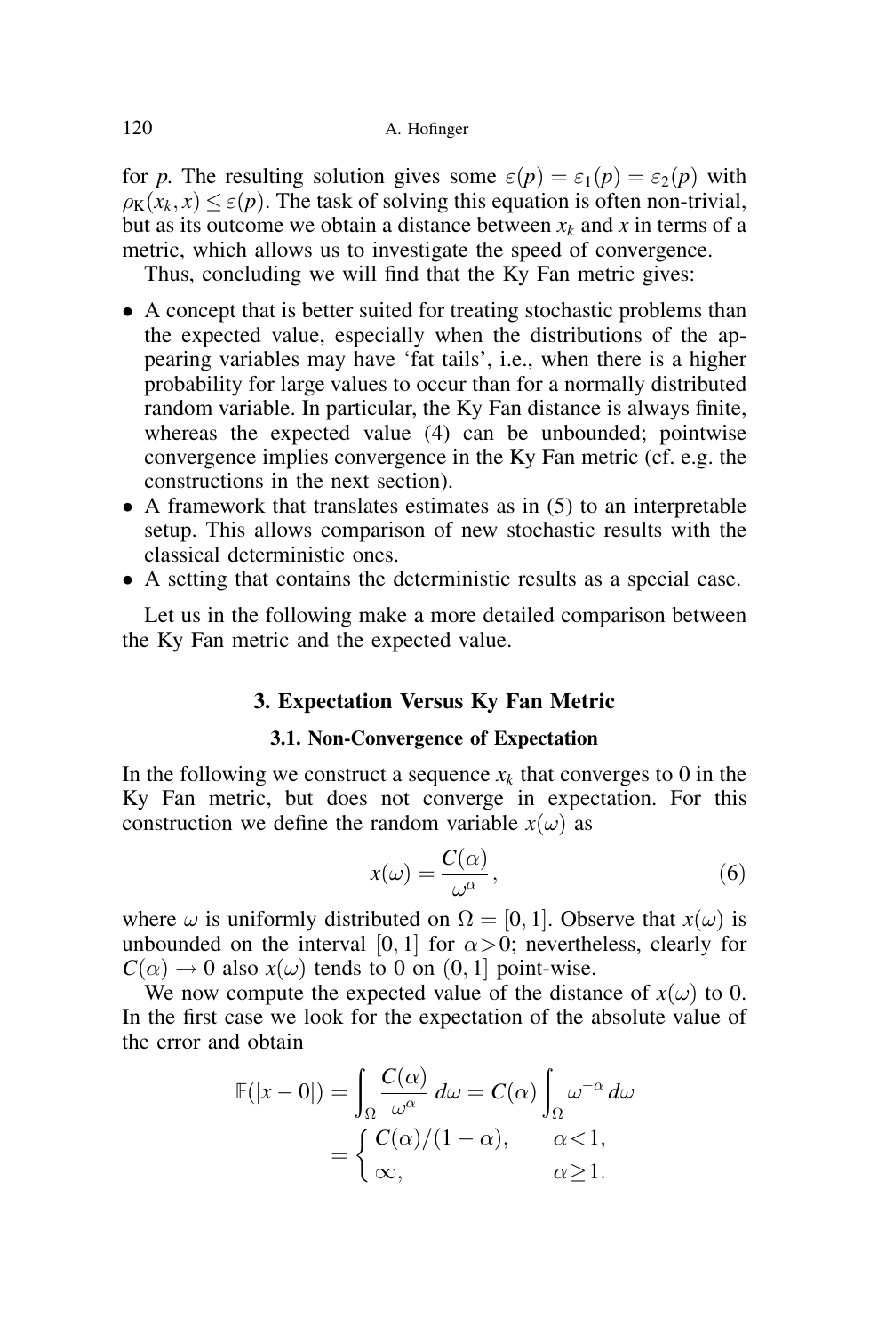for $p$. The resulting solution gives some $\varepsilon(p) = \varepsilon_1(p) = \varepsilon_2(p)$ with $\rho_K(x_k, x) \leq \varepsilon(p)$. The task of solving this equation is often non-trivial, but as its outcome we obtain a distance between $x_k$ and $x$ in terms of a metric, which allows us to investigate the speed of convergence.

Thus, concluding we will find that the Ky Fan metric gives:

- A concept that is better suited for treating stochastic problems than the expected value, especially when the distributions of the appearing variables may have 'fat tails', i.e., when there is a higher probability for large values to occur than for a normally distributed random variable. In particular, the Ky Fan distance is always finite, whereas the expected value (4) can be unbounded; pointwise convergence implies convergence in the Ky Fan metric (cf. e.g. the constructions in the next section).
- A framework that translates estimates as in (5) to an interpretable setup. This allows comparison of new stochastic results with the classical deterministic ones.
- A setting that contains the deterministic results as a special case.

Let us in the following make a more detailed comparison between the Ky Fan metric and the expected value.

## 3. Expectation Versus Ky Fan Metric

### 3.1. Non-Convergence of Expectation

In the following we construct a sequence $x_k$ that converges to 0 in the Ky Fan metric, but does not converge in expectation. For this construction we define the random variable $x(\omega)$ as

$$x(\omega) = \frac{C(\alpha)}{\omega^\alpha}, \tag{6}$$

where $\omega$ is uniformly distributed on $\Omega = [0, 1]$. Observe that $x(\omega)$ is unbounded on the interval $[0, 1]$ for $\alpha > 0$; nevertheless, clearly for $C(\alpha) \to 0$ also $x(\omega)$ tends to 0 on $(0, 1]$ point-wise.

We now compute the expected value of the distance of $x(\omega)$ to 0. In the first case we look for the expectation of the absolute value of the error and obtain

$$\begin{aligned}
\mathbb{E}(|x - 0|) &= \int_\Omega \frac{C(\alpha)}{\omega^\alpha}\, d\omega = C(\alpha) \int_\Omega \omega^{-\alpha}\, d\omega \\
&= \begin{cases} C(\alpha)/(1-\alpha), & \alpha < 1, \\ \infty, & \alpha \geq 1. \end{cases}
\end{aligned}$$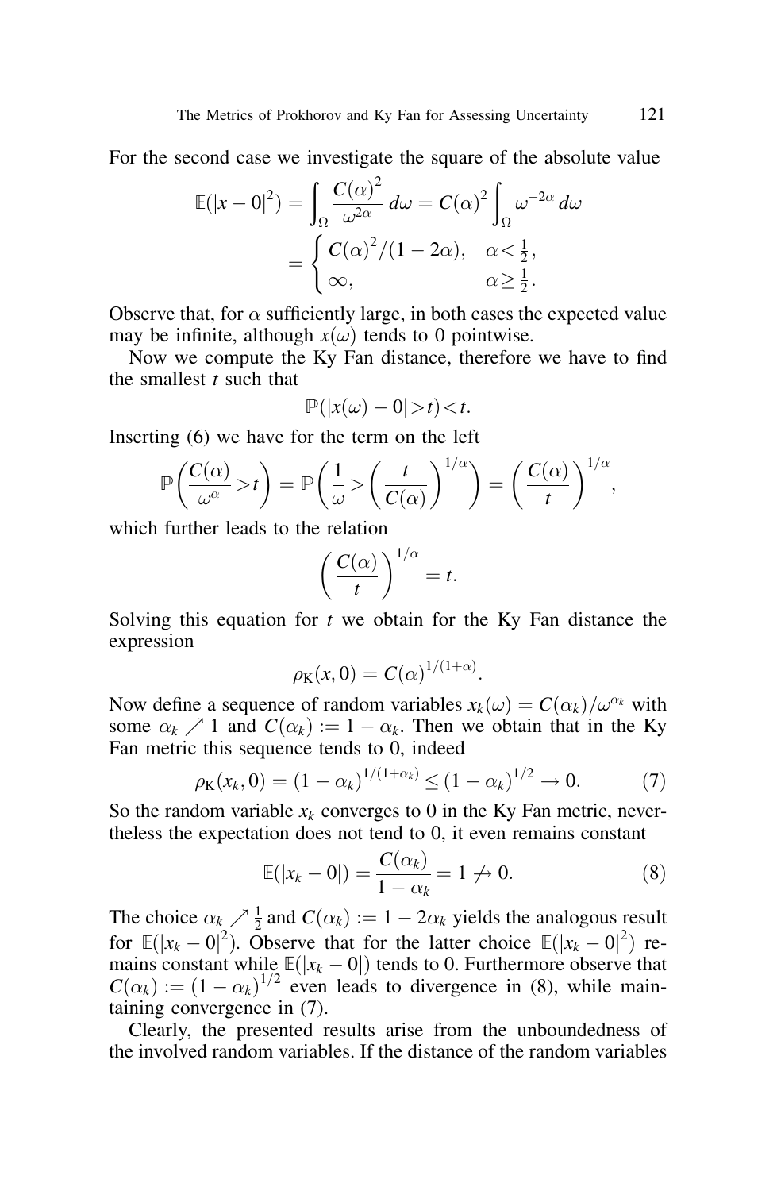For the second case we investigate the square of the absolute value

$$\mathbb{E}(|x-0|^2) = \int_\Omega \frac{C(\alpha)^2}{\omega^{2\alpha}}\, d\omega = C(\alpha)^2 \int_\Omega \omega^{-2\alpha}\, d\omega$$
$$= \begin{cases} C(\alpha)^2/(1-2\alpha), & \alpha < \frac{1}{2}, \\ \infty, & \alpha \geq \frac{1}{2}. \end{cases}$$

Observe that, for $\alpha$ sufficiently large, in both cases the expected value may be infinite, although $x(\omega)$ tends to 0 pointwise.

Now we compute the Ky Fan distance, therefore we have to find the smallest $t$ such that

$$\mathbb{P}(|x(\omega) - 0| > t) < t.$$

Inserting (6) we have for the term on the left

$$\mathbb{P}\left(\frac{C(\alpha)}{\omega^\alpha} > t\right) = \mathbb{P}\left(\frac{1}{\omega} > \left(\frac{t}{C(\alpha)}\right)^{1/\alpha}\right) = \left(\frac{C(\alpha)}{t}\right)^{1/\alpha},$$

which further leads to the relation

$$\left(\frac{C(\alpha)}{t}\right)^{1/\alpha} = t.$$

Solving this equation for $t$ we obtain for the Ky Fan distance the expression

$$\rho_{\mathrm{K}}(x, 0) = C(\alpha)^{1/(1+\alpha)}.$$

Now define a sequence of random variables $x_k(\omega) = C(\alpha_k)/\omega^{\alpha_k}$ with some $\alpha_k \nearrow 1$ and $C(\alpha_k) := 1 - \alpha_k$. Then we obtain that in the Ky Fan metric this sequence tends to 0, indeed

$$\rho_{\mathrm{K}}(x_k, 0) = (1-\alpha_k)^{1/(1+\alpha_k)} \leq (1-\alpha_k)^{1/2} \to 0. \tag{7}$$

So the random variable $x_k$ converges to 0 in the Ky Fan metric, nevertheless the expectation does not tend to 0, it even remains constant

$$\mathbb{E}(|x_k - 0|) = \frac{C(\alpha_k)}{1-\alpha_k} = 1 \not\to 0. \tag{8}$$

The choice $\alpha_k \nearrow \frac{1}{2}$ and $C(\alpha_k) := 1 - 2\alpha_k$ yields the analogous result for $\mathbb{E}(|x_k - 0|^2)$. Observe that for the latter choice $\mathbb{E}(|x_k - 0|^2)$ remains constant while $\mathbb{E}(|x_k - 0|)$ tends to 0. Furthermore observe that $C(\alpha_k) := (1-\alpha_k)^{1/2}$ even leads to divergence in (8), while maintaining convergence in (7).

Clearly, the presented results arise from the unboundedness of the involved random variables. If the distance of the random variables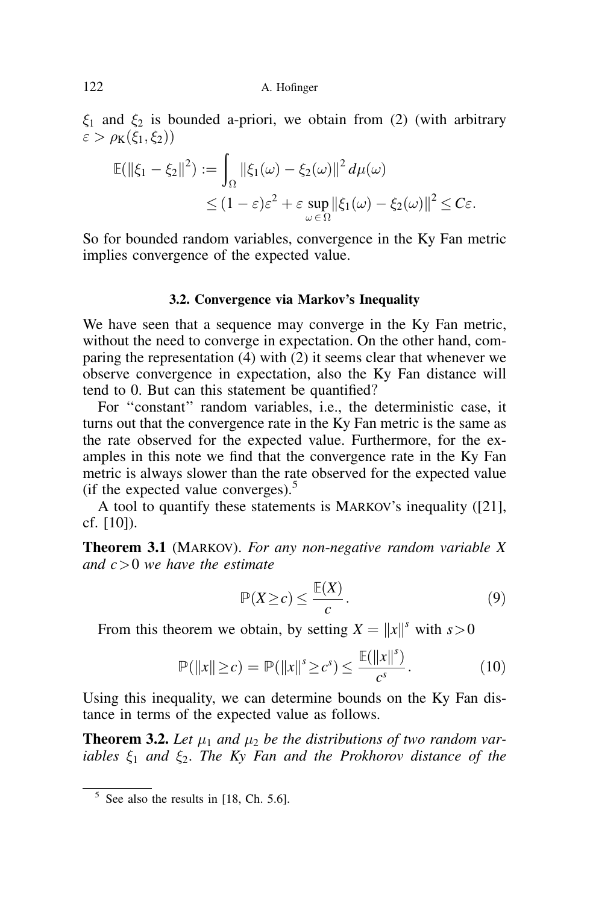$\xi_1$ and $\xi_2$ is bounded a-priori, we obtain from (2) (with arbitrary $\varepsilon > \rho_{\mathrm{K}}(\xi_1, \xi_2)$)

$$
\begin{aligned}
\mathbb{E}(\|\xi_1 - \xi_2\|^2) &:= \int_\Omega \|\xi_1(\omega) - \xi_2(\omega)\|^2 \, d\mu(\omega) \\
&\leq (1-\varepsilon)\varepsilon^2 + \varepsilon \sup_{\omega \in \Omega} \|\xi_1(\omega) - \xi_2(\omega)\|^2 \leq C\varepsilon.
\end{aligned}
$$

So for bounded random variables, convergence in the Ky Fan metric implies convergence of the expected value.

### 3.2. Convergence via Markov's Inequality

We have seen that a sequence may converge in the Ky Fan metric, without the need to converge in expectation. On the other hand, comparing the representation (4) with (2) it seems clear that whenever we observe convergence in expectation, also the Ky Fan distance will tend to 0. But can this statement be quantified?

For "constant" random variables, i.e., the deterministic case, it turns out that the convergence rate in the Ky Fan metric is the same as the rate observed for the expected value. Furthermore, for the examples in this note we find that the convergence rate in the Ky Fan metric is always slower than the rate observed for the expected value (if the expected value converges).[5]

A tool to quantify these statements is MARKOV's inequality ([21], cf. [10]).

**Theorem 3.1** (MARKOV). *For any non-negative random variable $X$ and $c > 0$ we have the estimate*

$$
\mathbb{P}(X \geq c) \leq \frac{\mathbb{E}(X)}{c}. \tag{9}
$$

From this theorem we obtain, by setting $X = \|x\|^s$ with $s > 0$

$$
\mathbb{P}(\|x\| \geq c) = \mathbb{P}(\|x\|^s \geq c^s) \leq \frac{\mathbb{E}(\|x\|^s)}{c^s}. \tag{10}
$$

Using this inequality, we can determine bounds on the Ky Fan distance in terms of the expected value as follows.

**Theorem 3.2.** *Let $\mu_1$ and $\mu_2$ be the distributions of two random variables $\xi_1$ and $\xi_2$. The Ky Fan and the Prokhorov distance of the*

---

[5] See also the results in [18, Ch. 5.6].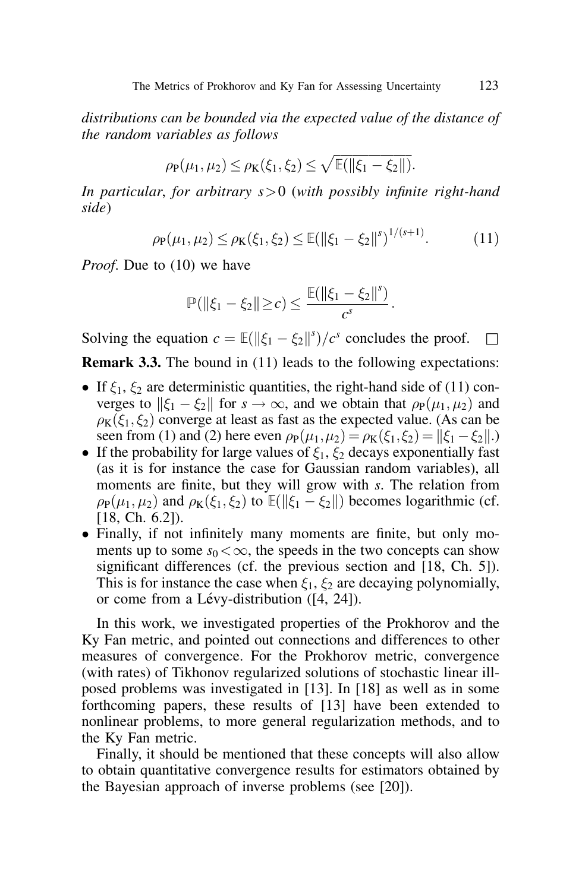*distributions can be bounded via the expected value of the distance of the random variables as follows*

$$\rho_{\mathrm{P}}(\mu_1,\mu_2) \le \rho_{\mathrm{K}}(\xi_1,\xi_2) \le \sqrt{\mathbb{E}(\|\xi_1-\xi_2\|)}.$$

*In particular, for arbitrary $s>0$ (with possibly infinite right-hand side)*

$$\rho_{\mathrm{P}}(\mu_1,\mu_2) \le \rho_{\mathrm{K}}(\xi_1,\xi_2) \le \mathbb{E}(\|\xi_1-\xi_2\|^s)^{1/(s+1)}. \tag{11}$$

*Proof.* Due to (10) we have

$$\mathbb{P}(\|\xi_1-\xi_2\| \ge c) \le \frac{\mathbb{E}(\|\xi_1-\xi_2\|^s)}{c^s}.$$

Solving the equation $c = \mathbb{E}(\|\xi_1-\xi_2\|^s)/c^s$ concludes the proof. □

**Remark 3.3.** The bound in (11) leads to the following expectations:

- If $\xi_1, \xi_2$ are deterministic quantities, the right-hand side of (11) converges to $\|\xi_1-\xi_2\|$ for $s \to \infty$, and we obtain that $\rho_{\mathrm{P}}(\mu_1,\mu_2)$ and $\rho_{\mathrm{K}}(\xi_1,\xi_2)$ converge at least as fast as the expected value. (As can be seen from (1) and (2) here even $\rho_{\mathrm{P}}(\mu_1,\mu_2) = \rho_{\mathrm{K}}(\xi_1,\xi_2) = \|\xi_1-\xi_2\|$.)
- If the probability for large values of $\xi_1, \xi_2$ decays exponentially fast (as it is for instance the case for Gaussian random variables), all moments are finite, but they will grow with $s$. The relation from $\rho_{\mathrm{P}}(\mu_1,\mu_2)$ and $\rho_{\mathrm{K}}(\xi_1,\xi_2)$ to $\mathbb{E}(\|\xi_1-\xi_2\|)$ becomes logarithmic (cf. [18, Ch. 6.2]).
- Finally, if not infinitely many moments are finite, but only moments up to some $s_0 < \infty$, the speeds in the two concepts can show significant differences (cf. the previous section and [18, Ch. 5]). This is for instance the case when $\xi_1, \xi_2$ are decaying polynomially, or come from a Lévy-distribution ([4, 24]).

In this work, we investigated properties of the Prokhorov and the Ky Fan metric, and pointed out connections and differences to other measures of convergence. For the Prokhorov metric, convergence (with rates) of Tikhonov regularized solutions of stochastic linear ill-posed problems was investigated in [13]. In [18] as well as in some forthcoming papers, these results of [13] have been extended to nonlinear problems, to more general regularization methods, and to the Ky Fan metric.

Finally, it should be mentioned that these concepts will also allow to obtain quantitative convergence results for estimators obtained by the Bayesian approach of inverse problems (see [20]).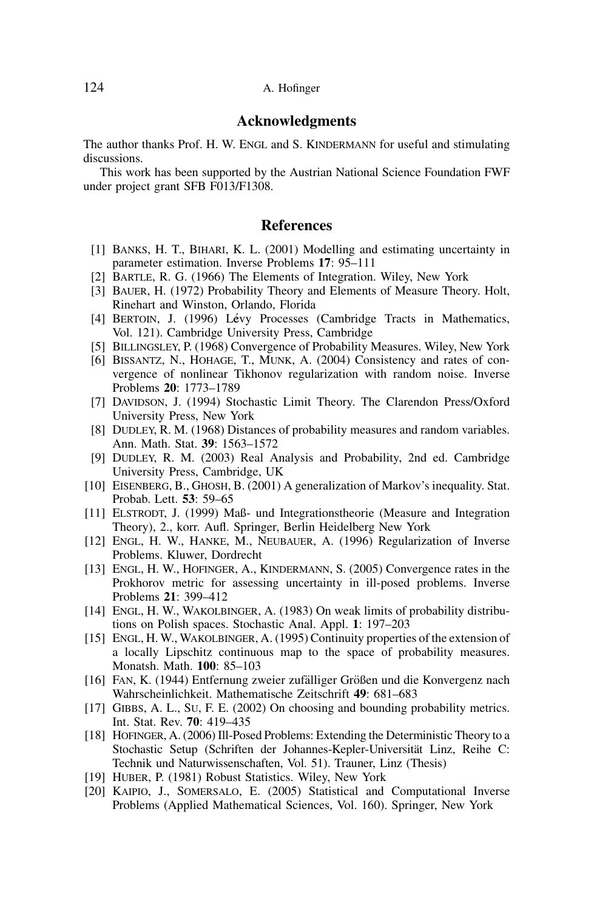## Acknowledgments

The author thanks Prof. H. W. ENGL and S. KINDERMANN for useful and stimulating discussions.

This work has been supported by the Austrian National Science Foundation FWF under project grant SFB F013/F1308.

## References

[1] BANKS, H. T., BIHARI, K. L. (2001) Modelling and estimating uncertainty in parameter estimation. Inverse Problems **17**: 95–111

[2] BARTLE, R. G. (1966) The Elements of Integration. Wiley, New York

[3] BAUER, H. (1972) Probability Theory and Elements of Measure Theory. Holt, Rinehart and Winston, Orlando, Florida

[4] BERTOIN, J. (1996) Lévy Processes (Cambridge Tracts in Mathematics, Vol. 121). Cambridge University Press, Cambridge

[5] BILLINGSLEY, P. (1968) Convergence of Probability Measures. Wiley, New York

[6] BISSANTZ, N., HOHAGE, T., MUNK, A. (2004) Consistency and rates of convergence of nonlinear Tikhonov regularization with random noise. Inverse Problems **20**: 1773–1789

[7] DAVIDSON, J. (1994) Stochastic Limit Theory. The Clarendon Press/Oxford University Press, New York

[8] DUDLEY, R. M. (1968) Distances of probability measures and random variables. Ann. Math. Stat. **39**: 1563–1572

[9] DUDLEY, R. M. (2003) Real Analysis and Probability, 2nd ed. Cambridge University Press, Cambridge, UK

[10] EISENBERG, B., GHOSH, B. (2001) A generalization of Markov's inequality. Stat. Probab. Lett. **53**: 59–65

[11] ELSTRODT, J. (1999) Maß- und Integrationstheorie (Measure and Integration Theory), 2., korr. Aufl. Springer, Berlin Heidelberg New York

[12] ENGL, H. W., HANKE, M., NEUBAUER, A. (1996) Regularization of Inverse Problems. Kluwer, Dordrecht

[13] ENGL, H. W., HOFINGER, A., KINDERMANN, S. (2005) Convergence rates in the Prokhorov metric for assessing uncertainty in ill-posed problems. Inverse Problems **21**: 399–412

[14] ENGL, H. W., WAKOLBINGER, A. (1983) On weak limits of probability distributions on Polish spaces. Stochastic Anal. Appl. **1**: 197–203

[15] ENGL, H. W., WAKOLBINGER, A. (1995) Continuity properties of the extension of a locally Lipschitz continuous map to the space of probability measures. Monatsh. Math. **100**: 85–103

[16] FAN, K. (1944) Entfernung zweier zufälliger Größen und die Konvergenz nach Wahrscheinlichkeit. Mathematische Zeitschrift **49**: 681–683

[17] GIBBS, A. L., SU, F. E. (2002) On choosing and bounding probability metrics. Int. Stat. Rev. **70**: 419–435

[18] HOFINGER, A. (2006) Ill-Posed Problems: Extending the Deterministic Theory to a Stochastic Setup (Schriften der Johannes-Kepler-Universität Linz, Reihe C: Technik und Naturwissenschaften, Vol. 51). Trauner, Linz (Thesis)

[19] HUBER, P. (1981) Robust Statistics. Wiley, New York

[20] KAIPIO, J., SOMERSALO, E. (2005) Statistical and Computational Inverse Problems (Applied Mathematical Sciences, Vol. 160). Springer, New York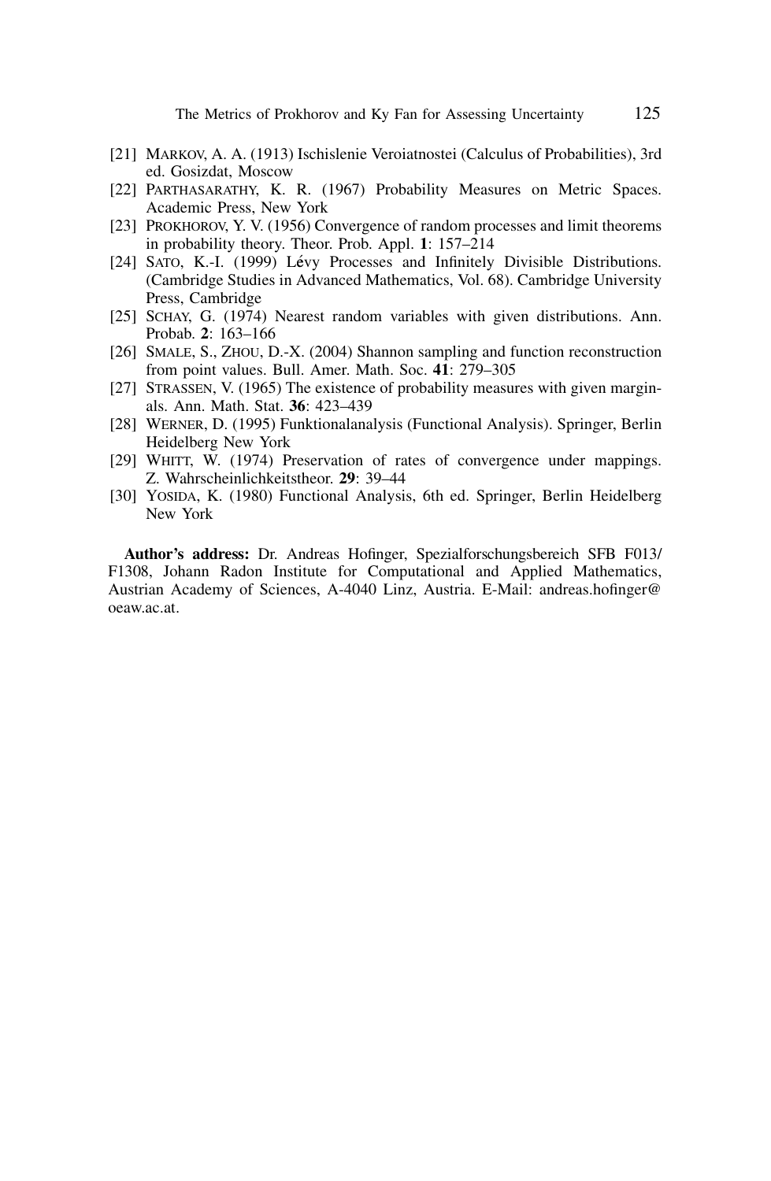[21] Markov, A. A. (1913) Ischislenie Veroiatnostei (Calculus of Probabilities), 3rd ed. Gosizdat, Moscow

[22] Parthasarathy, K. R. (1967) Probability Measures on Metric Spaces. Academic Press, New York

[23] Prokhorov, Y. V. (1956) Convergence of random processes and limit theorems in probability theory. Theor. Prob. Appl. **1**: 157–214

[24] Sato, K.-I. (1999) Lévy Processes and Infinitely Divisible Distributions. (Cambridge Studies in Advanced Mathematics, Vol. 68). Cambridge University Press, Cambridge

[25] Schay, G. (1974) Nearest random variables with given distributions. Ann. Probab. **2**: 163–166

[26] Smale, S., Zhou, D.-X. (2004) Shannon sampling and function reconstruction from point values. Bull. Amer. Math. Soc. **41**: 279–305

[27] Strassen, V. (1965) The existence of probability measures with given marginals. Ann. Math. Stat. **36**: 423–439

[28] Werner, D. (1995) Funktionalanalysis (Functional Analysis). Springer, Berlin Heidelberg New York

[29] Whitt, W. (1974) Preservation of rates of convergence under mappings. Z. Wahrscheinlichkeitstheor. **29**: 39–44

[30] Yosida, K. (1980) Functional Analysis, 6th ed. Springer, Berlin Heidelberg New York

**Author's address:** Dr. Andreas Hofinger, Spezialforschungsbereich SFB F013/F1308, Johann Radon Institute for Computational and Applied Mathematics, Austrian Academy of Sciences, A-4040 Linz, Austria. E-Mail: andreas.hofinger@oeaw.ac.at.